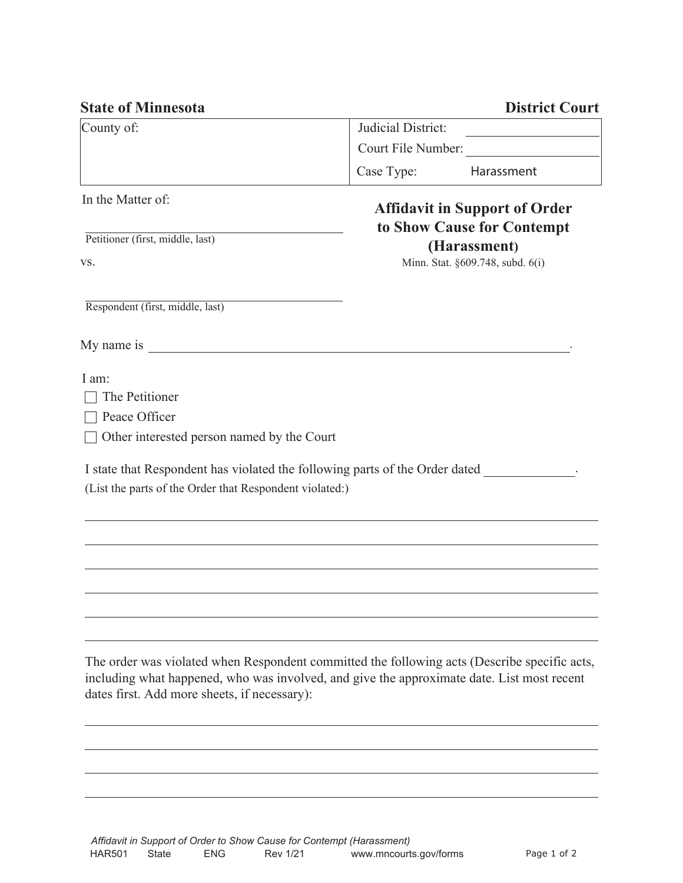**State of Minnesota** **District Court**

| County of: | Judicial District: ______________ |
|---|---|
| | Court File Number: ______________ |
| | Case Type: Harassment |

In the Matter of:

______________________________
Petitioner (first, middle, last)

vs.

______________________________
Respondent (first, middle, last)

## Affidavit in Support of Order to Show Cause for Contempt (Harassment)

Minn. Stat. §609.748, subd. 6(i)

My name is ______________________________________________.

I am:

- ☐ The Petitioner
- ☐ Peace Officer
- ☐ Other interested person named by the Court

I state that Respondent has violated the following parts of the Order dated ____________.
(List the parts of the Order that Respondent violated:)

______________________________________________________________________

______________________________________________________________________

______________________________________________________________________

______________________________________________________________________

______________________________________________________________________

______________________________________________________________________

The order was violated when Respondent committed the following acts (Describe specific acts, including what happened, who was involved, and give the approximate date. List most recent dates first. Add more sheets, if necessary):

______________________________________________________________________

______________________________________________________________________

______________________________________________________________________

______________________________________________________________________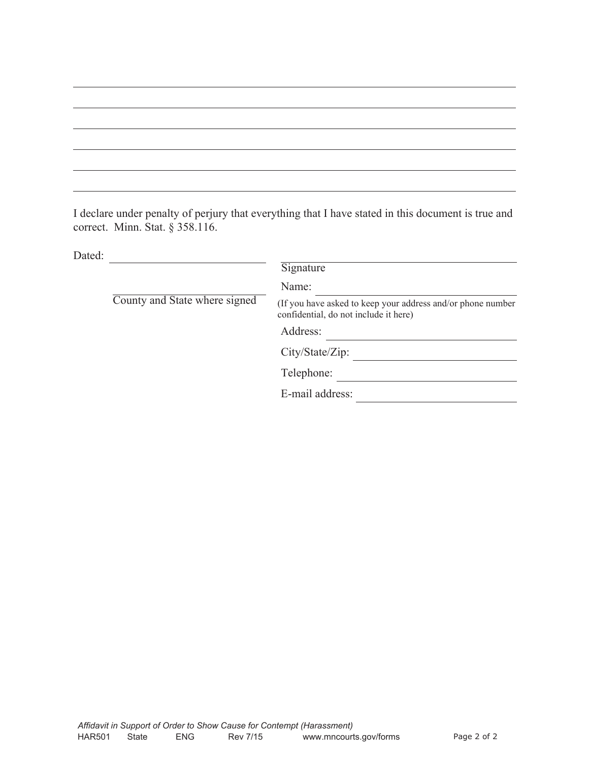\_\_\_\_\_\_\_\_\_\_\_\_\_\_\_\_\_\_\_\_\_\_\_\_\_\_\_\_\_\_\_\_\_\_\_\_\_\_\_\_\_\_\_\_\_\_\_\_\_\_\_\_\_\_\_\_\_\_\_\_\_\_\_\_\_\_\_\_\_\_

\_\_\_\_\_\_\_\_\_\_\_\_\_\_\_\_\_\_\_\_\_\_\_\_\_\_\_\_\_\_\_\_\_\_\_\_\_\_\_\_\_\_\_\_\_\_\_\_\_\_\_\_\_\_\_\_\_\_\_\_\_\_\_\_\_\_\_\_\_\_

\_\_\_\_\_\_\_\_\_\_\_\_\_\_\_\_\_\_\_\_\_\_\_\_\_\_\_\_\_\_\_\_\_\_\_\_\_\_\_\_\_\_\_\_\_\_\_\_\_\_\_\_\_\_\_\_\_\_\_\_\_\_\_\_\_\_\_\_\_\_

\_\_\_\_\_\_\_\_\_\_\_\_\_\_\_\_\_\_\_\_\_\_\_\_\_\_\_\_\_\_\_\_\_\_\_\_\_\_\_\_\_\_\_\_\_\_\_\_\_\_\_\_\_\_\_\_\_\_\_\_\_\_\_\_\_\_\_\_\_\_

\_\_\_\_\_\_\_\_\_\_\_\_\_\_\_\_\_\_\_\_\_\_\_\_\_\_\_\_\_\_\_\_\_\_\_\_\_\_\_\_\_\_\_\_\_\_\_\_\_\_\_\_\_\_\_\_\_\_\_\_\_\_\_\_\_\_\_\_\_\_

\_\_\_\_\_\_\_\_\_\_\_\_\_\_\_\_\_\_\_\_\_\_\_\_\_\_\_\_\_\_\_\_\_\_\_\_\_\_\_\_\_\_\_\_\_\_\_\_\_\_\_\_\_\_\_\_\_\_\_\_\_\_\_\_\_\_\_\_\_\_

I declare under penalty of perjury that everything that I have stated in this document is true and correct. Minn. Stat. § 358.116.

Dated: \_\_\_\_\_\_\_\_\_\_\_\_\_\_\_\_\_\_\_\_\_\_\_\_

\_\_\_\_\_\_\_\_\_\_\_\_\_\_\_\_\_\_\_\_\_\_\_\_
County and State where signed

\_\_\_\_\_\_\_\_\_\_\_\_\_\_\_\_\_\_\_\_\_\_\_\_\_\_\_\_\_\_\_\_
Signature

Name: \_\_\_\_\_\_\_\_\_\_\_\_\_\_\_\_\_\_\_\_\_\_\_\_\_\_

(If you have asked to keep your address and/or phone number confidential, do not include it here)

Address: \_\_\_\_\_\_\_\_\_\_\_\_\_\_\_\_\_\_\_\_\_\_\_\_\_\_

City/State/Zip: \_\_\_\_\_\_\_\_\_\_\_\_\_\_\_\_\_\_\_\_\_\_\_\_\_\_

Telephone: \_\_\_\_\_\_\_\_\_\_\_\_\_\_\_\_\_\_\_\_\_\_\_\_\_\_

E-mail address: \_\_\_\_\_\_\_\_\_\_\_\_\_\_\_\_\_\_\_\_\_\_\_\_\_\_